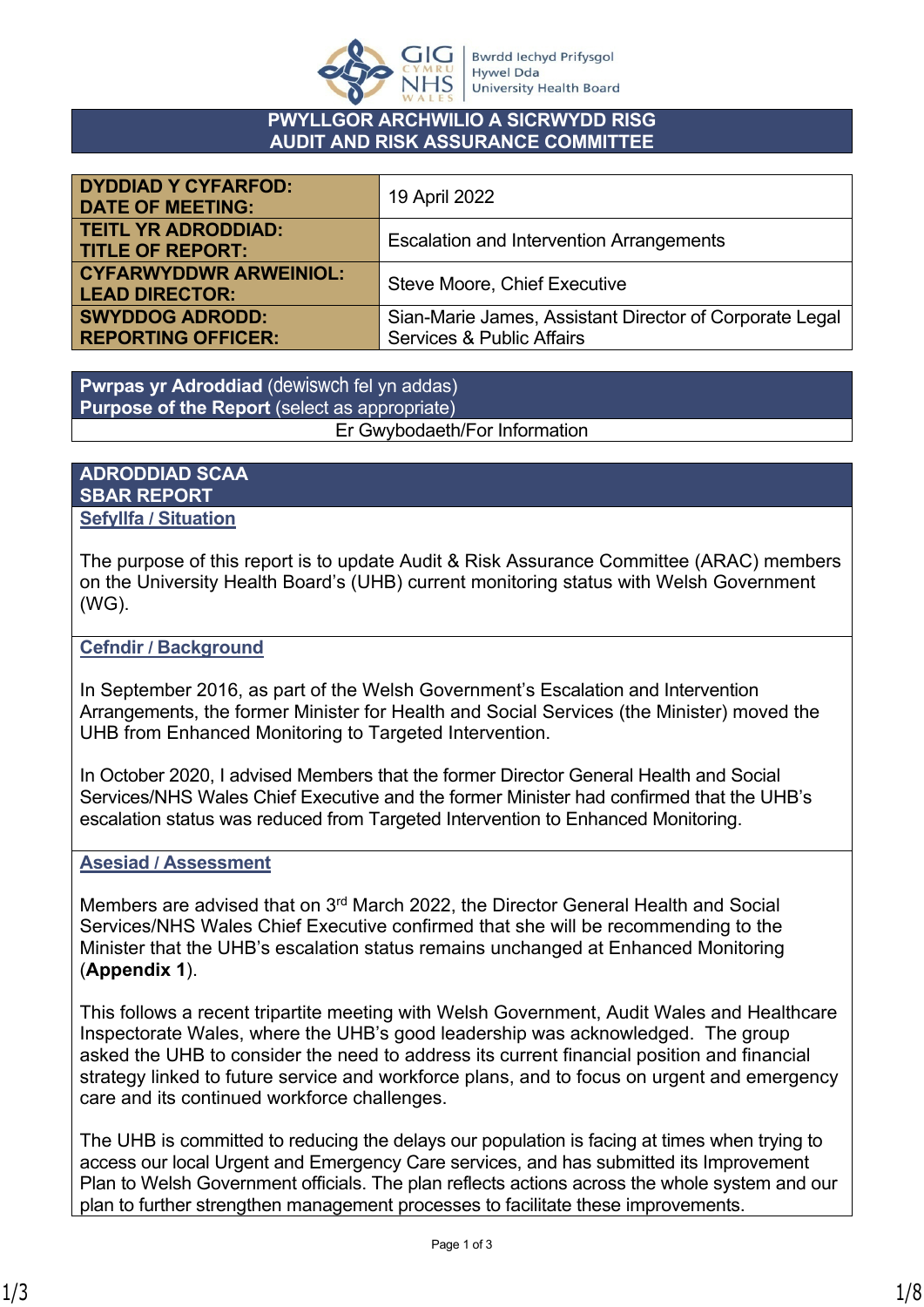GIG CYMRU NHS WALES | Bwrdd Iechyd Prifysgol Hywel Dda University Health Board

# PWYLLGOR ARCHWILIO A SICRWYDD RISG
# AUDIT AND RISK ASSURANCE COMMITTEE

| | |
|---|---|
| **DYDDIAD Y CYFARFOD: DATE OF MEETING:** | 19 April 2022 |
| **TEITL YR ADRODDIAD: TITLE OF REPORT:** | Escalation and Intervention Arrangements |
| **CYFARWYDDWR ARWEINIOL: LEAD DIRECTOR:** | Steve Moore, Chief Executive |
| **SWYDDOG ADRODD: REPORTING OFFICER:** | Sian-Marie James, Assistant Director of Corporate Legal Services & Public Affairs |

| **Pwrpas yr Adroddiad** (dewiswch fel yn addas) **Purpose of the Report** (select as appropriate) |
|---|
| Er Gwybodaeth/For Information |

## ADRODDIAD SCAA
## SBAR REPORT

### Sefyllfa / Situation

The purpose of this report is to update Audit & Risk Assurance Committee (ARAC) members on the University Health Board's (UHB) current monitoring status with Welsh Government (WG).

### Cefndir / Background

In September 2016, as part of the Welsh Government's Escalation and Intervention Arrangements, the former Minister for Health and Social Services (the Minister) moved the UHB from Enhanced Monitoring to Targeted Intervention.

In October 2020, I advised Members that the former Director General Health and Social Services/NHS Wales Chief Executive and the former Minister had confirmed that the UHB's escalation status was reduced from Targeted Intervention to Enhanced Monitoring.

### Asesiad / Assessment

Members are advised that on 3rd March 2022, the Director General Health and Social Services/NHS Wales Chief Executive confirmed that she will be recommending to the Minister that the UHB's escalation status remains unchanged at Enhanced Monitoring (**Appendix 1**).

This follows a recent tripartite meeting with Welsh Government, Audit Wales and Healthcare Inspectorate Wales, where the UHB's good leadership was acknowledged. The group asked the UHB to consider the need to address its current financial position and financial strategy linked to future service and workforce plans, and to focus on urgent and emergency care and its continued workforce challenges.

The UHB is committed to reducing the delays our population is facing at times when trying to access our local Urgent and Emergency Care services, and has submitted its Improvement Plan to Welsh Government officials. The plan reflects actions across the whole system and our plan to further strengthen management processes to facilitate these improvements.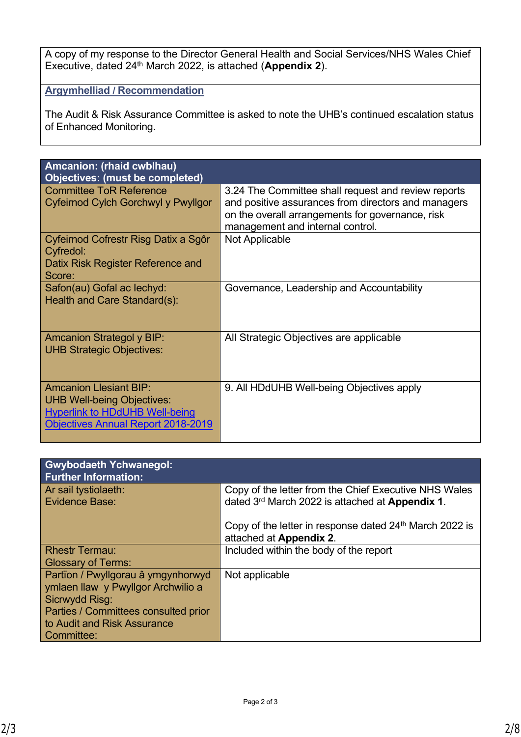A copy of my response to the Director General Health and Social Services/NHS Wales Chief Executive, dated 24th March 2022, is attached (**Appendix 2**).

**Argymhelliad / Recommendation**

The Audit & Risk Assurance Committee is asked to note the UHB's continued escalation status of Enhanced Monitoring.

| **Amcanion: (rhaid cwblhau)<br>Objectives: (must be completed)** | |
|---|---|
| Committee ToR Reference<br>Cyfeirnod Cylch Gorchwyl y Pwyllgor | 3.24 The Committee shall request and review reports and positive assurances from directors and managers on the overall arrangements for governance, risk management and internal control. |
| Cyfeirnod Cofrestr Risg Datix a Sgôr Cyfredol:<br>Datix Risk Register Reference and Score: | Not Applicable |
| Safon(au) Gofal ac Iechyd:<br>Health and Care Standard(s): | Governance, Leadership and Accountability |
| Amcanion Strategol y BIP:<br>UHB Strategic Objectives: | All Strategic Objectives are applicable |
| Amcanion Llesiant BIP:<br>UHB Well-being Objectives:<br>Hyperlink to HDdUHB Well-being Objectives Annual Report 2018-2019 | 9. All HDdUHB Well-being Objectives apply |

| **Gwybodaeth Ychwanegol:<br>Further Information:** | |
|---|---|
| Ar sail tystiolaeth:<br>Evidence Base: | Copy of the letter from the Chief Executive NHS Wales dated 3rd March 2022 is attached at **Appendix 1**.<br><br>Copy of the letter in response dated 24th March 2022 is attached at **Appendix 2**. |
| Rhestr Termau:<br>Glossary of Terms: | Included within the body of the report |
| Partïon / Pwyllgorau â ymgynhorwyd ymlaen llaw y Pwyllgor Archwilio a Sicrwydd Risg:<br>Parties / Committees consulted prior to Audit and Risk Assurance Committee: | Not applicable |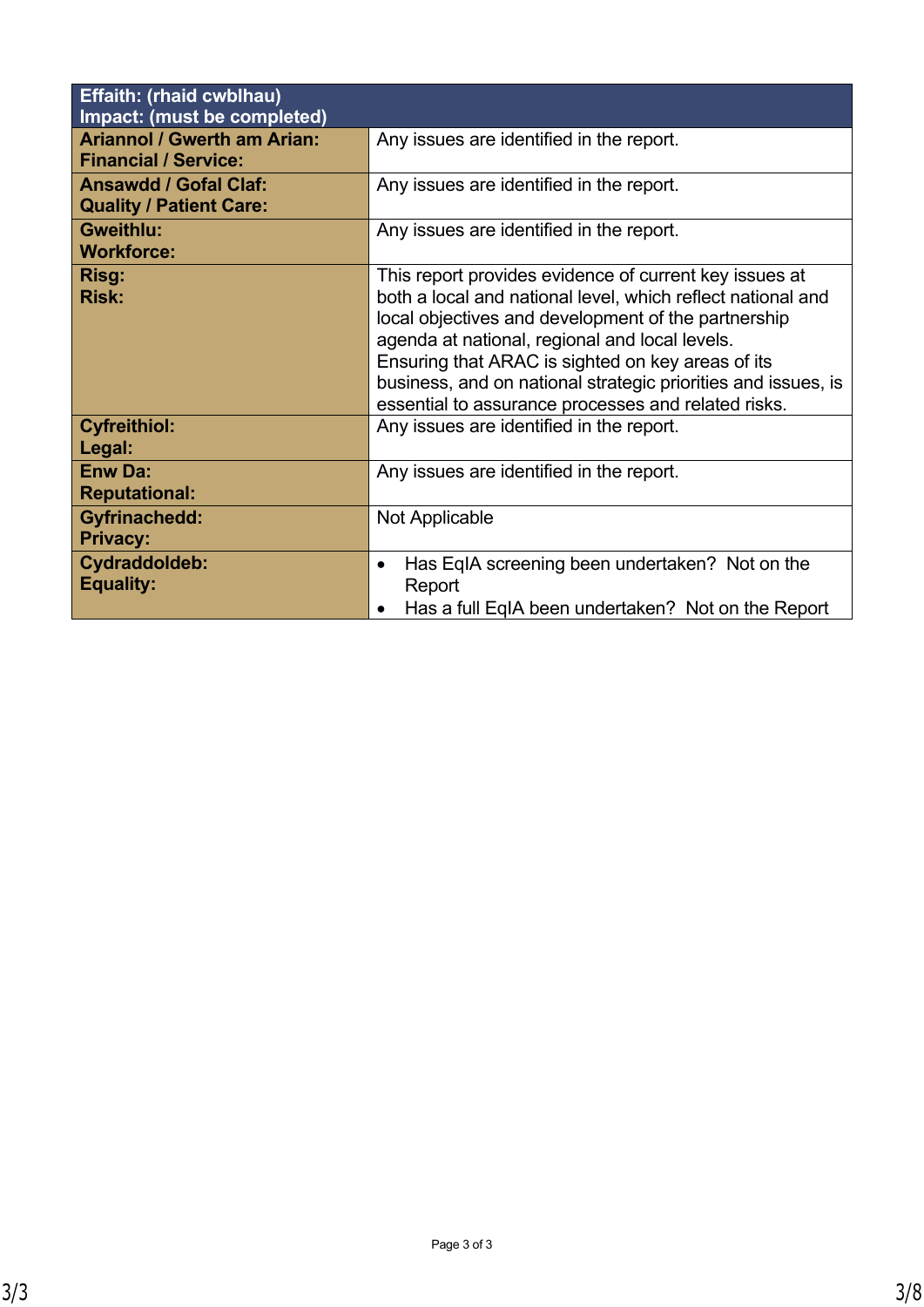| Effaith: (rhaid cwblhau)<br>Impact: (must be completed) | |
|---|---|
| **Ariannol / Gwerth am Arian:**<br>**Financial / Service:** | Any issues are identified in the report. |
| **Ansawdd / Gofal Claf:**<br>**Quality / Patient Care:** | Any issues are identified in the report. |
| **Gweithlu:**<br>**Workforce:** | Any issues are identified in the report. |
| **Risg:**<br>**Risk:** | This report provides evidence of current key issues at both a local and national level, which reflect national and local objectives and development of the partnership agenda at national, regional and local levels.<br>Ensuring that ARAC is sighted on key areas of its business, and on national strategic priorities and issues, is essential to assurance processes and related risks. |
| **Cyfreithiol:**<br>**Legal:** | Any issues are identified in the report. |
| **Enw Da:**<br>**Reputational:** | Any issues are identified in the report. |
| **Gyfrinachedd:**<br>**Privacy:** | Not Applicable |
| **Cydraddoldeb:**<br>**Equality:** | • Has EqIA screening been undertaken? Not on the Report<br>• Has a full EqIA been undertaken? Not on the Report |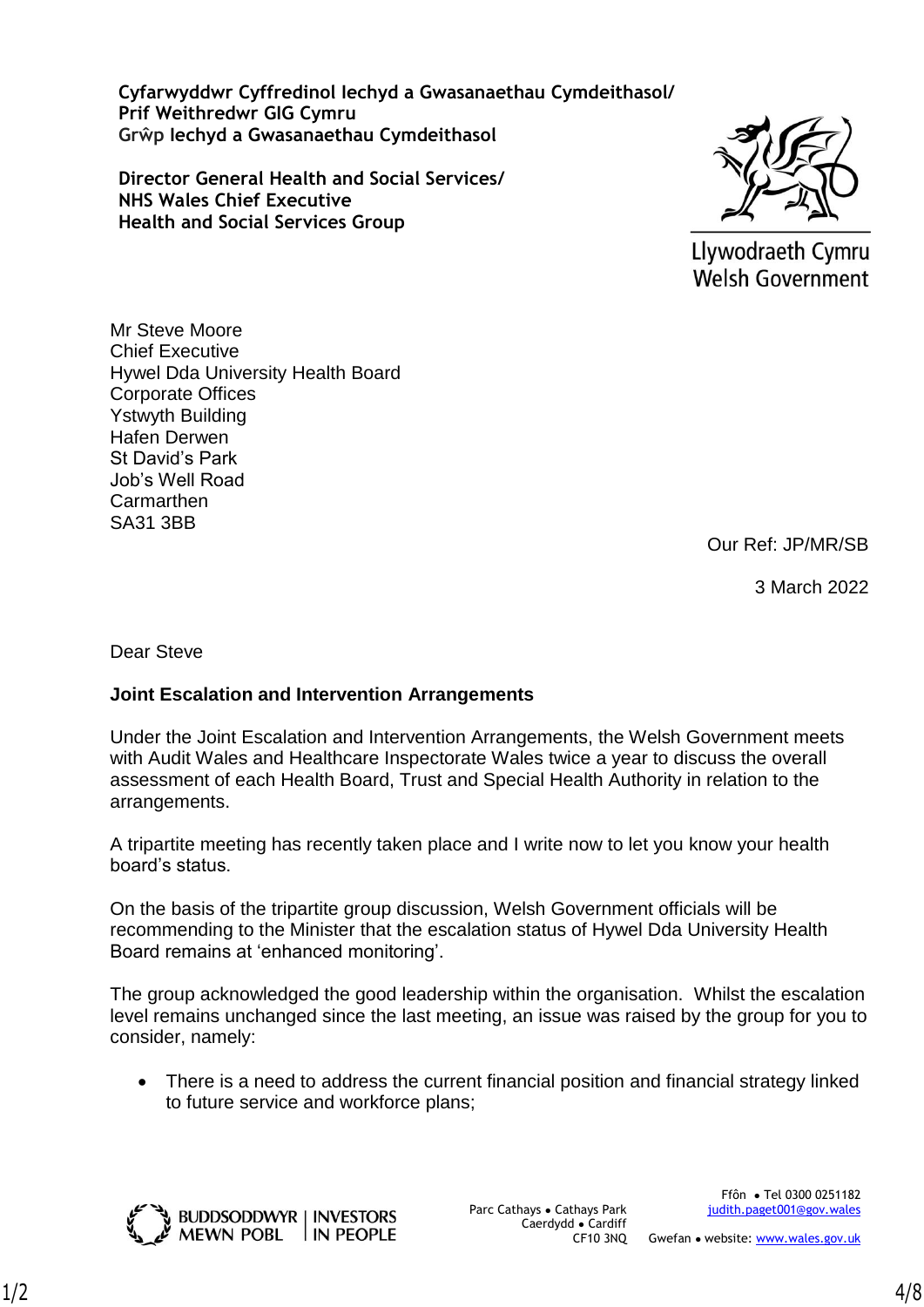**Cyfarwyddwr Cyffredinol Iechyd a Gwasanaethau Cymdeithasol/**
**Prif Weithredwr GIG Cymru**
Grŵp **Iechyd a Gwasanaethau Cymdeithasol**

**Director General Health and Social Services/**
**NHS Wales Chief Executive**
**Health and Social Services Group**

Llywodraeth Cymru
Welsh Government

Mr Steve Moore
Chief Executive
Hywel Dda University Health Board
Corporate Offices
Ystwyth Building
Hafen Derwen
St David's Park
Job's Well Road
Carmarthen
SA31 3BB

Our Ref: JP/MR/SB

3 March 2022

Dear Steve

**Joint Escalation and Intervention Arrangements**

Under the Joint Escalation and Intervention Arrangements, the Welsh Government meets with Audit Wales and Healthcare Inspectorate Wales twice a year to discuss the overall assessment of each Health Board, Trust and Special Health Authority in relation to the arrangements.

A tripartite meeting has recently taken place and I write now to let you know your health board's status.

On the basis of the tripartite group discussion, Welsh Government officials will be recommending to the Minister that the escalation status of Hywel Dda University Health Board remains at 'enhanced monitoring'.

The group acknowledged the good leadership within the organisation. Whilst the escalation level remains unchanged since the last meeting, an issue was raised by the group for you to consider, namely:

- There is a need to address the current financial position and financial strategy linked to future service and workforce plans;

BUDDSODDWYR MEWN POBL | INVESTORS IN PEOPLE

Parc Cathays • Cathays Park
Caerdydd • Cardiff
CF10 3NQ

Ffôn • Tel 0300 0251182
judith.paget001@gov.wales
Gwefan • website: www.wales.gov.uk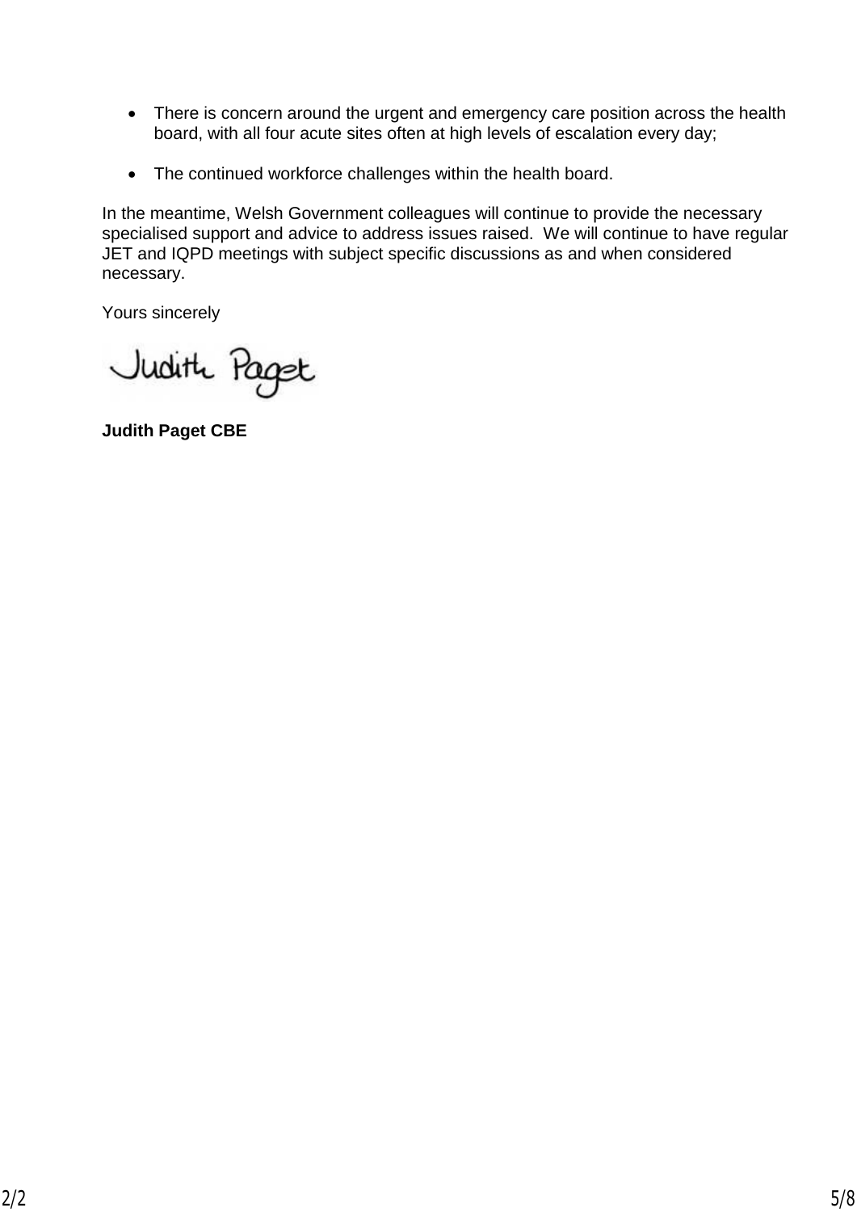- There is concern around the urgent and emergency care position across the health board, with all four acute sites often at high levels of escalation every day;

- The continued workforce challenges within the health board.

In the meantime, Welsh Government colleagues will continue to provide the necessary specialised support and advice to address issues raised. We will continue to have regular JET and IQPD meetings with subject specific discussions as and when considered necessary.

Yours sincerely

**Judith Paget CBE**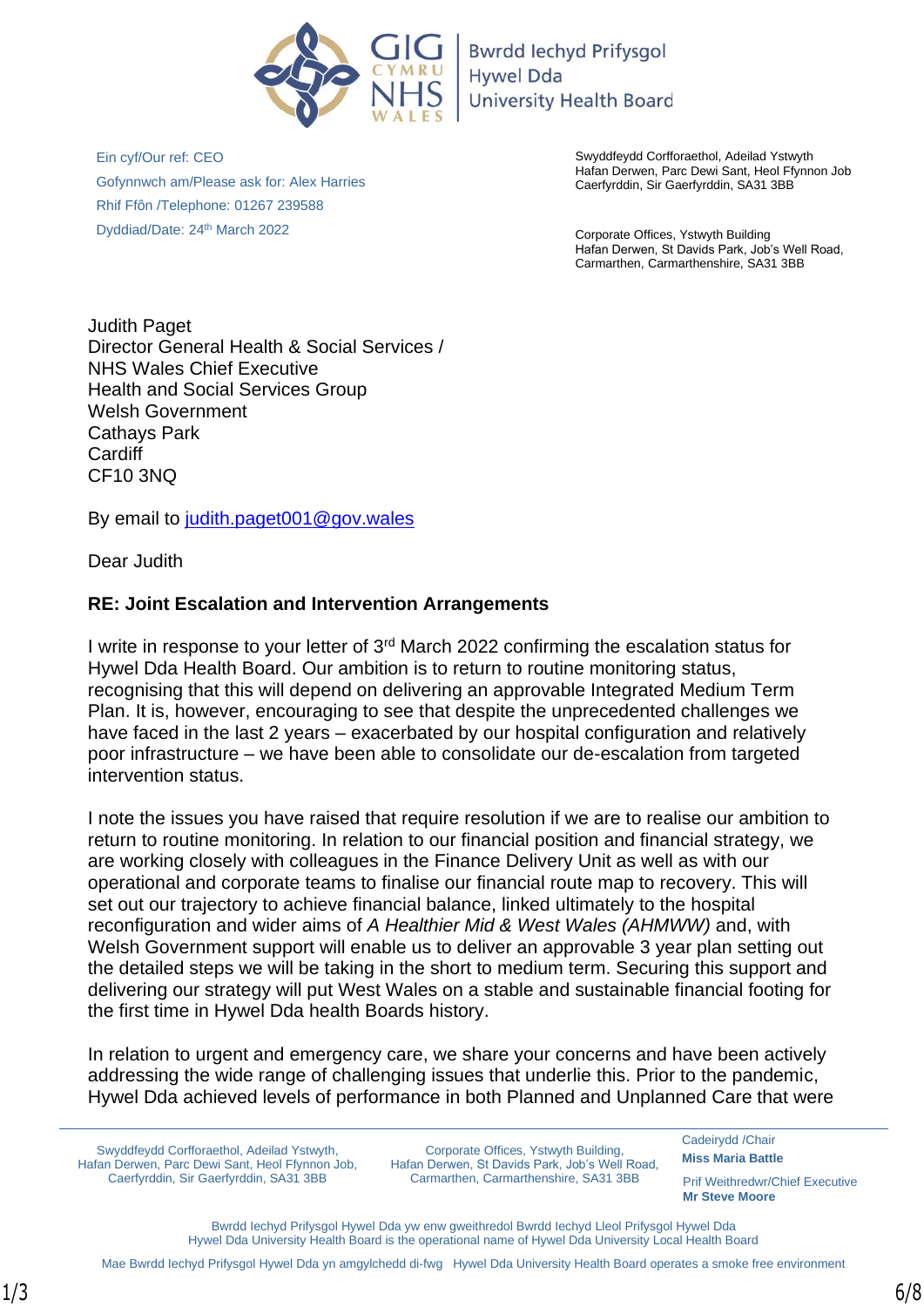Ein cyf/Our ref: CEO
Gofynnwch am/Please ask for: Alex Harries
Rhif Ffôn /Telephone: 01267 239588
Dyddiad/Date: 24th March 2022

Swyddfeydd Corfforaethol, Adeilad Ystwyth
Hafan Derwen, Parc Dewi Sant, Heol Ffynnon Job
Caerfyrddin, Sir Gaerfyrddin, SA31 3BB

Corporate Offices, Ystwyth Building
Hafan Derwen, St Davids Park, Job's Well Road,
Carmarthen, Carmarthenshire, SA31 3BB

Judith Paget
Director General Health & Social Services /
NHS Wales Chief Executive
Health and Social Services Group
Welsh Government
Cathays Park
Cardiff
CF10 3NQ

By email to judith.paget001@gov.wales

Dear Judith

**RE: Joint Escalation and Intervention Arrangements**

I write in response to your letter of 3rd March 2022 confirming the escalation status for Hywel Dda Health Board. Our ambition is to return to routine monitoring status, recognising that this will depend on delivering an approvable Integrated Medium Term Plan. It is, however, encouraging to see that despite the unprecedented challenges we have faced in the last 2 years – exacerbated by our hospital configuration and relatively poor infrastructure – we have been able to consolidate our de-escalation from targeted intervention status.

I note the issues you have raised that require resolution if we are to realise our ambition to return to routine monitoring. In relation to our financial position and financial strategy, we are working closely with colleagues in the Finance Delivery Unit as well as with our operational and corporate teams to finalise our financial route map to recovery. This will set out our trajectory to achieve financial balance, linked ultimately to the hospital reconfiguration and wider aims of *A Healthier Mid & West Wales (AHMWW)* and, with Welsh Government support will enable us to deliver an approvable 3 year plan setting out the detailed steps we will be taking in the short to medium term. Securing this support and delivering our strategy will put West Wales on a stable and sustainable financial footing for the first time in Hywel Dda health Boards history.

In relation to urgent and emergency care, we share your concerns and have been actively addressing the wide range of challenging issues that underlie this. Prior to the pandemic, Hywel Dda achieved levels of performance in both Planned and Unplanned Care that were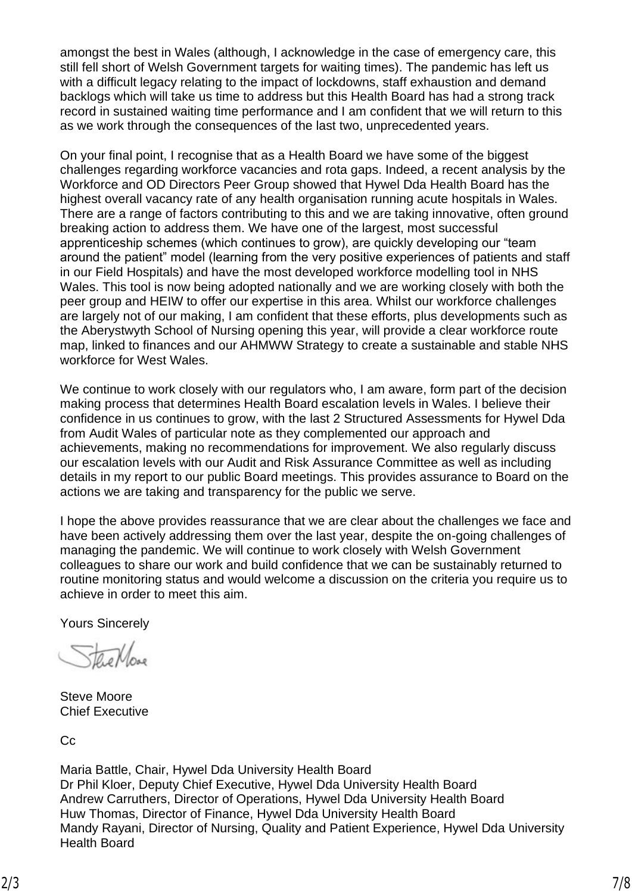amongst the best in Wales (although, I acknowledge in the case of emergency care, this still fell short of Welsh Government targets for waiting times). The pandemic has left us with a difficult legacy relating to the impact of lockdowns, staff exhaustion and demand backlogs which will take us time to address but this Health Board has had a strong track record in sustained waiting time performance and I am confident that we will return to this as we work through the consequences of the last two, unprecedented years.

On your final point, I recognise that as a Health Board we have some of the biggest challenges regarding workforce vacancies and rota gaps. Indeed, a recent analysis by the Workforce and OD Directors Peer Group showed that Hywel Dda Health Board has the highest overall vacancy rate of any health organisation running acute hospitals in Wales. There are a range of factors contributing to this and we are taking innovative, often ground breaking action to address them. We have one of the largest, most successful apprenticeship schemes (which continues to grow), are quickly developing our "team around the patient" model (learning from the very positive experiences of patients and staff in our Field Hospitals) and have the most developed workforce modelling tool in NHS Wales. This tool is now being adopted nationally and we are working closely with both the peer group and HEIW to offer our expertise in this area. Whilst our workforce challenges are largely not of our making, I am confident that these efforts, plus developments such as the Aberystwyth School of Nursing opening this year, will provide a clear workforce route map, linked to finances and our AHMWW Strategy to create a sustainable and stable NHS workforce for West Wales.

We continue to work closely with our regulators who, I am aware, form part of the decision making process that determines Health Board escalation levels in Wales. I believe their confidence in us continues to grow, with the last 2 Structured Assessments for Hywel Dda from Audit Wales of particular note as they complemented our approach and achievements, making no recommendations for improvement. We also regularly discuss our escalation levels with our Audit and Risk Assurance Committee as well as including details in my report to our public Board meetings. This provides assurance to Board on the actions we are taking and transparency for the public we serve.

I hope the above provides reassurance that we are clear about the challenges we face and have been actively addressing them over the last year, despite the on-going challenges of managing the pandemic. We will continue to work closely with Welsh Government colleagues to share our work and build confidence that we can be sustainably returned to routine monitoring status and would welcome a discussion on the criteria you require us to achieve in order to meet this aim.

Yours Sincerely

Steve Moore
Chief Executive

Cc

Maria Battle, Chair, Hywel Dda University Health Board
Dr Phil Kloer, Deputy Chief Executive, Hywel Dda University Health Board
Andrew Carruthers, Director of Operations, Hywel Dda University Health Board
Huw Thomas, Director of Finance, Hywel Dda University Health Board
Mandy Rayani, Director of Nursing, Quality and Patient Experience, Hywel Dda University Health Board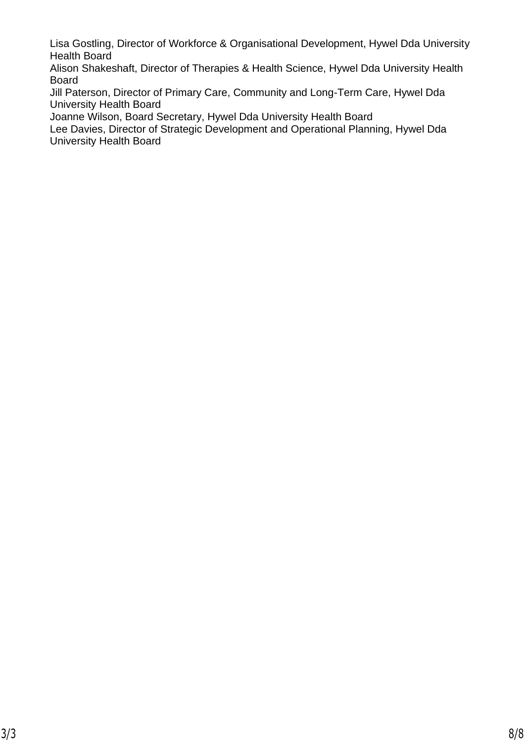Lisa Gostling, Director of Workforce & Organisational Development, Hywel Dda University Health Board
Alison Shakeshaft, Director of Therapies & Health Science, Hywel Dda University Health Board
Jill Paterson, Director of Primary Care, Community and Long-Term Care, Hywel Dda University Health Board
Joanne Wilson, Board Secretary, Hywel Dda University Health Board
Lee Davies, Director of Strategic Development and Operational Planning, Hywel Dda University Health Board